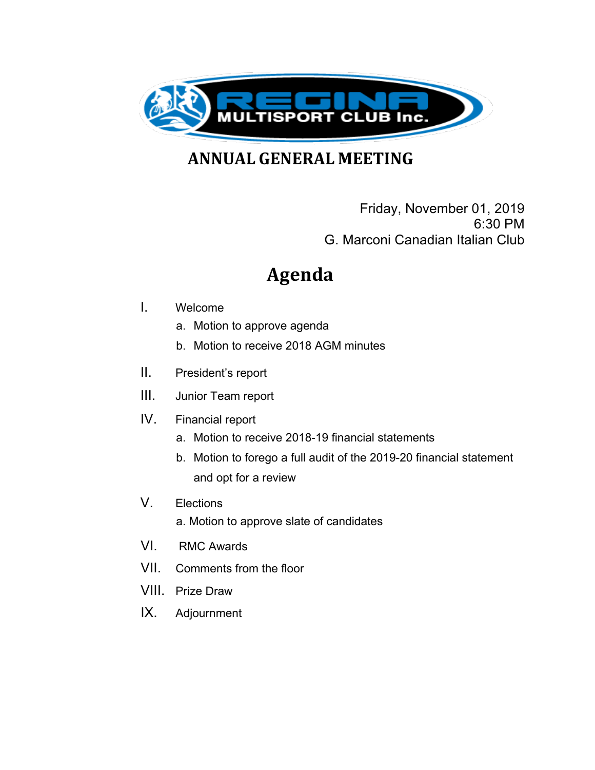REGINA MULTISPORT CLUB Inc.

# ANNUAL GENERAL MEETING

Friday, November 01, 2019
6:30 PM
G. Marconi Canadian Italian Club

## Agenda

I. Welcome
   a. Motion to approve agenda
   b. Motion to receive 2018 AGM minutes

II. President's report

III. Junior Team report

IV. Financial report
   a. Motion to receive 2018-19 financial statements
   b. Motion to forego a full audit of the 2019-20 financial statement and opt for a review

V. Elections
   a. Motion to approve slate of candidates

VI. RMC Awards

VII. Comments from the floor

VIII. Prize Draw

IX. Adjournment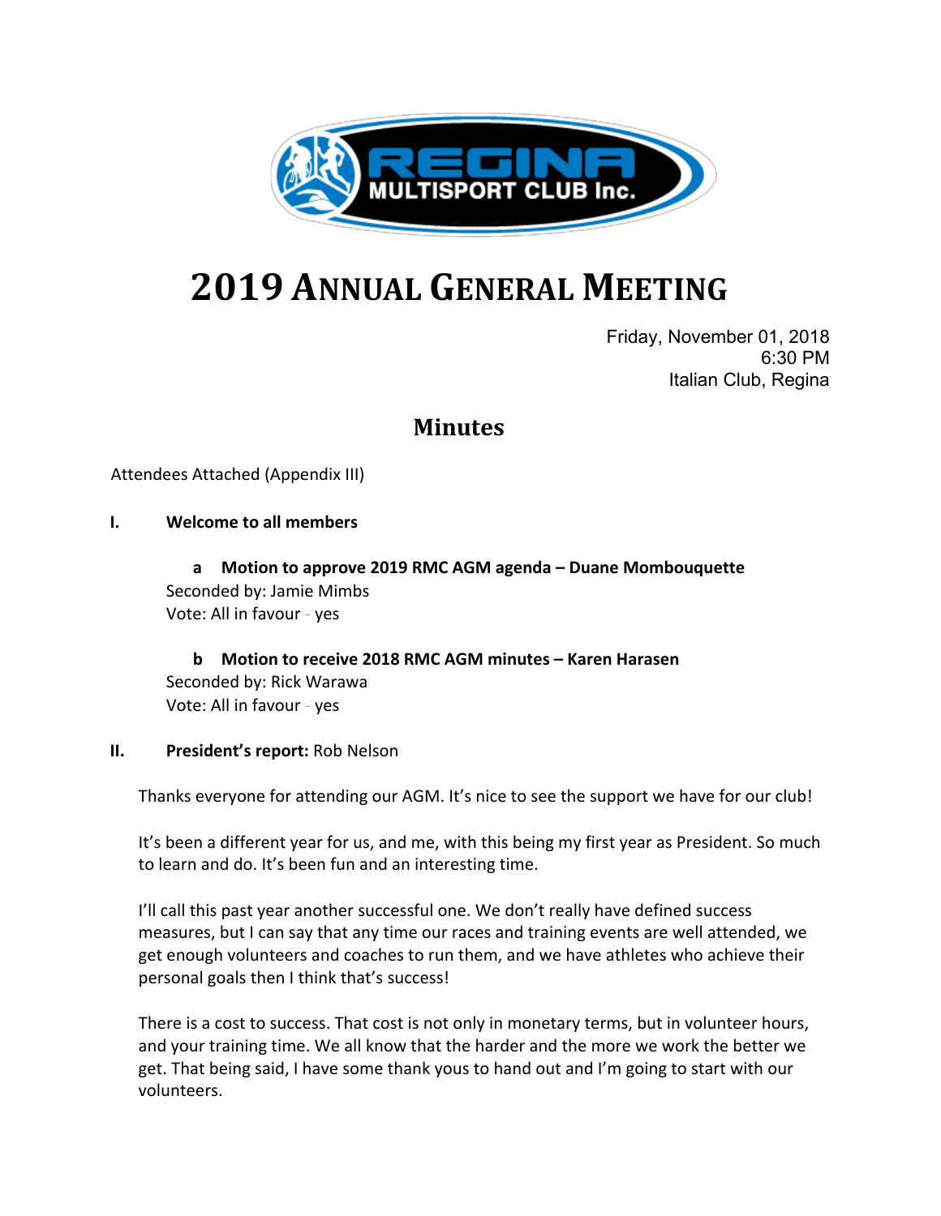# 2019 Annual General Meeting

Friday, November 01, 2018
6:30 PM
Italian Club, Regina

## Minutes

Attendees Attached (Appendix III)

**I. Welcome to all members**

**a Motion to approve 2019 RMC AGM agenda – Duane Mombouquette**
Seconded by: Jamie Mimbs
Vote: All in favour - yes

**b Motion to receive 2018 RMC AGM minutes – Karen Harasen**
Seconded by: Rick Warawa
Vote: All in favour - yes

**II. President's report:** Rob Nelson

Thanks everyone for attending our AGM. It's nice to see the support we have for our club!

It's been a different year for us, and me, with this being my first year as President. So much to learn and do. It's been fun and an interesting time.

I'll call this past year another successful one. We don't really have defined success measures, but I can say that any time our races and training events are well attended, we get enough volunteers and coaches to run them, and we have athletes who achieve their personal goals then I think that's success!

There is a cost to success. That cost is not only in monetary terms, but in volunteer hours, and your training time. We all know that the harder and the more we work the better we get. That being said, I have some thank yous to hand out and I'm going to start with our volunteers.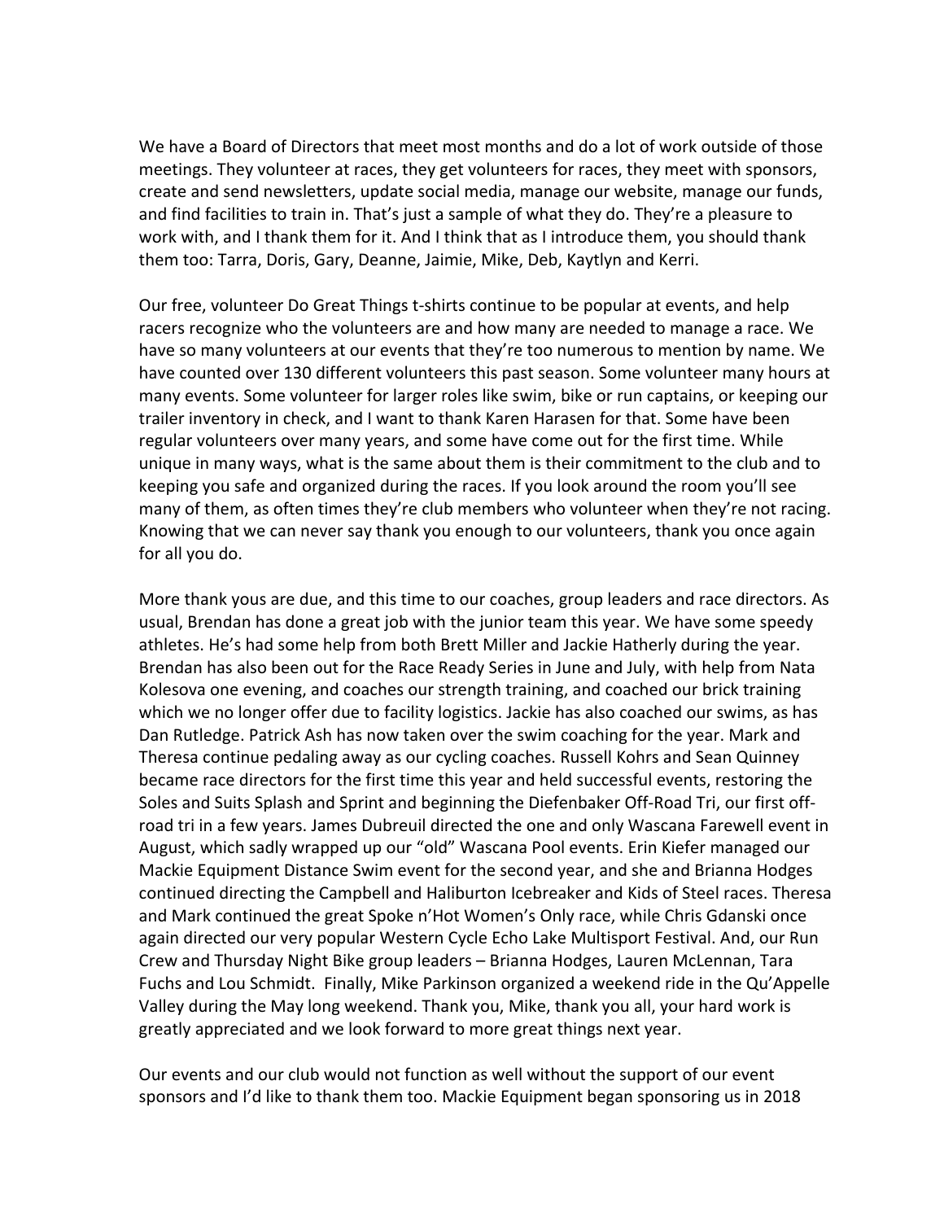We have a Board of Directors that meet most months and do a lot of work outside of those meetings. They volunteer at races, they get volunteers for races, they meet with sponsors, create and send newsletters, update social media, manage our website, manage our funds, and find facilities to train in. That's just a sample of what they do. They're a pleasure to work with, and I thank them for it. And I think that as I introduce them, you should thank them too: Tarra, Doris, Gary, Deanne, Jaimie, Mike, Deb, Kaytlyn and Kerri.

Our free, volunteer Do Great Things t-shirts continue to be popular at events, and help racers recognize who the volunteers are and how many are needed to manage a race. We have so many volunteers at our events that they're too numerous to mention by name. We have counted over 130 different volunteers this past season. Some volunteer many hours at many events. Some volunteer for larger roles like swim, bike or run captains, or keeping our trailer inventory in check, and I want to thank Karen Harasen for that. Some have been regular volunteers over many years, and some have come out for the first time. While unique in many ways, what is the same about them is their commitment to the club and to keeping you safe and organized during the races. If you look around the room you'll see many of them, as often times they're club members who volunteer when they're not racing. Knowing that we can never say thank you enough to our volunteers, thank you once again for all you do.

More thank yous are due, and this time to our coaches, group leaders and race directors. As usual, Brendan has done a great job with the junior team this year. We have some speedy athletes. He's had some help from both Brett Miller and Jackie Hatherly during the year. Brendan has also been out for the Race Ready Series in June and July, with help from Nata Kolesova one evening, and coaches our strength training, and coached our brick training which we no longer offer due to facility logistics. Jackie has also coached our swims, as has Dan Rutledge. Patrick Ash has now taken over the swim coaching for the year. Mark and Theresa continue pedaling away as our cycling coaches. Russell Kohrs and Sean Quinney became race directors for the first time this year and held successful events, restoring the Soles and Suits Splash and Sprint and beginning the Diefenbaker Off-Road Tri, our first off-road tri in a few years. James Dubreuil directed the one and only Wascana Farewell event in August, which sadly wrapped up our "old" Wascana Pool events. Erin Kiefer managed our Mackie Equipment Distance Swim event for the second year, and she and Brianna Hodges continued directing the Campbell and Haliburton Icebreaker and Kids of Steel races. Theresa and Mark continued the great Spoke n'Hot Women's Only race, while Chris Gdanski once again directed our very popular Western Cycle Echo Lake Multisport Festival. And, our Run Crew and Thursday Night Bike group leaders – Brianna Hodges, Lauren McLennan, Tara Fuchs and Lou Schmidt. Finally, Mike Parkinson organized a weekend ride in the Qu'Appelle Valley during the May long weekend. Thank you, Mike, thank you all, your hard work is greatly appreciated and we look forward to more great things next year.

Our events and our club would not function as well without the support of our event sponsors and I'd like to thank them too. Mackie Equipment began sponsoring us in 2018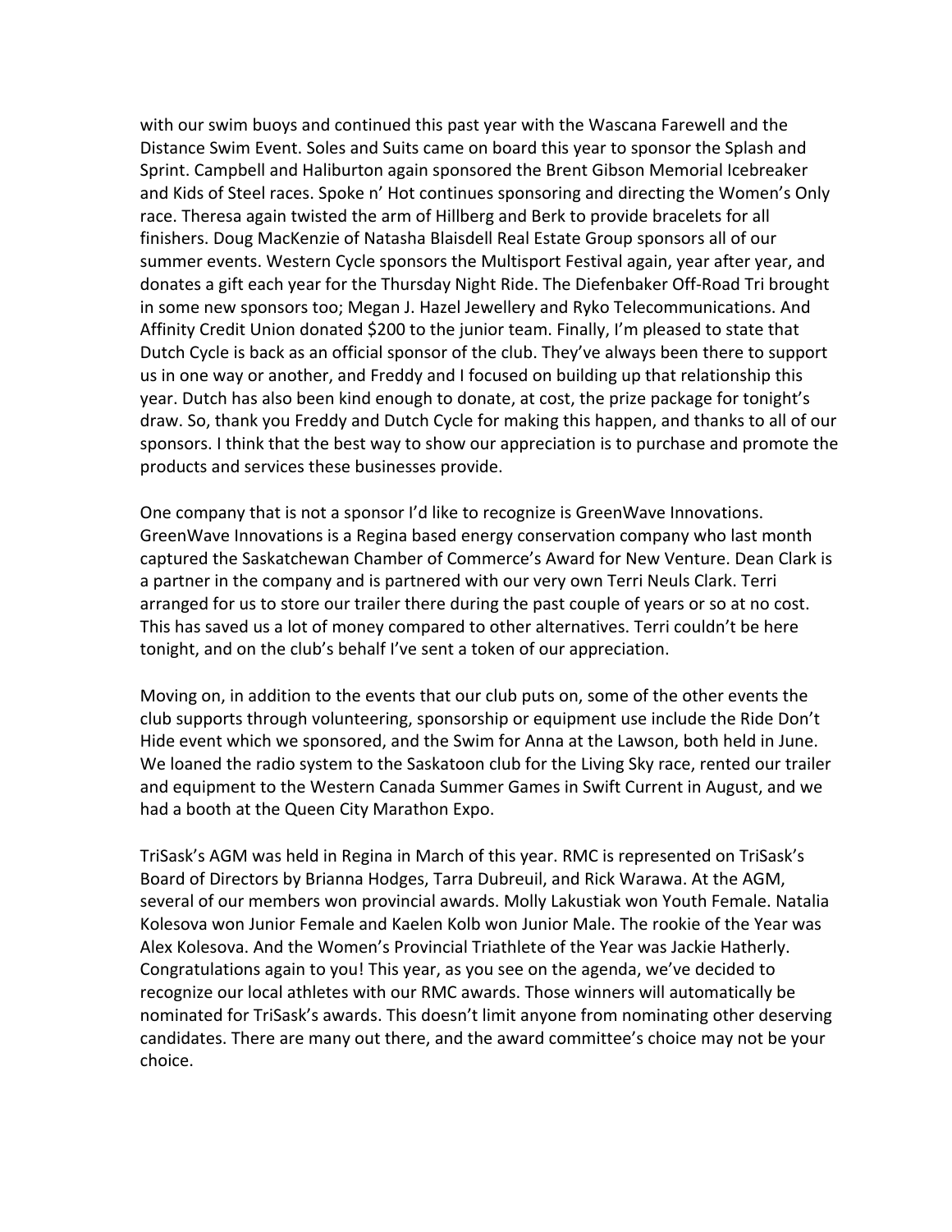with our swim buoys and continued this past year with the Wascana Farewell and the Distance Swim Event. Soles and Suits came on board this year to sponsor the Splash and Sprint. Campbell and Haliburton again sponsored the Brent Gibson Memorial Icebreaker and Kids of Steel races. Spoke n' Hot continues sponsoring and directing the Women's Only race. Theresa again twisted the arm of Hillberg and Berk to provide bracelets for all finishers. Doug MacKenzie of Natasha Blaisdell Real Estate Group sponsors all of our summer events. Western Cycle sponsors the Multisport Festival again, year after year, and donates a gift each year for the Thursday Night Ride. The Diefenbaker Off-Road Tri brought in some new sponsors too; Megan J. Hazel Jewellery and Ryko Telecommunications. And Affinity Credit Union donated $200 to the junior team. Finally, I'm pleased to state that Dutch Cycle is back as an official sponsor of the club. They've always been there to support us in one way or another, and Freddy and I focused on building up that relationship this year. Dutch has also been kind enough to donate, at cost, the prize package for tonight's draw. So, thank you Freddy and Dutch Cycle for making this happen, and thanks to all of our sponsors. I think that the best way to show our appreciation is to purchase and promote the products and services these businesses provide.

One company that is not a sponsor I'd like to recognize is GreenWave Innovations. GreenWave Innovations is a Regina based energy conservation company who last month captured the Saskatchewan Chamber of Commerce's Award for New Venture. Dean Clark is a partner in the company and is partnered with our very own Terri Neuls Clark. Terri arranged for us to store our trailer there during the past couple of years or so at no cost. This has saved us a lot of money compared to other alternatives. Terri couldn't be here tonight, and on the club's behalf I've sent a token of our appreciation.

Moving on, in addition to the events that our club puts on, some of the other events the club supports through volunteering, sponsorship or equipment use include the Ride Don't Hide event which we sponsored, and the Swim for Anna at the Lawson, both held in June. We loaned the radio system to the Saskatoon club for the Living Sky race, rented our trailer and equipment to the Western Canada Summer Games in Swift Current in August, and we had a booth at the Queen City Marathon Expo.

TriSask's AGM was held in Regina in March of this year. RMC is represented on TriSask's Board of Directors by Brianna Hodges, Tarra Dubreuil, and Rick Warawa. At the AGM, several of our members won provincial awards. Molly Lakustiak won Youth Female. Natalia Kolesova won Junior Female and Kaelen Kolb won Junior Male. The rookie of the Year was Alex Kolesova. And the Women's Provincial Triathlete of the Year was Jackie Hatherly. Congratulations again to you! This year, as you see on the agenda, we've decided to recognize our local athletes with our RMC awards. Those winners will automatically be nominated for TriSask's awards. This doesn't limit anyone from nominating other deserving candidates. There are many out there, and the award committee's choice may not be your choice.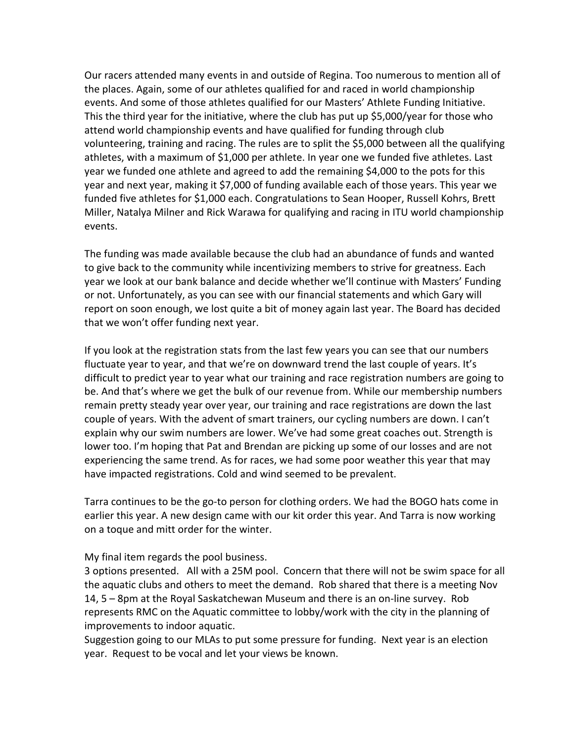Our racers attended many events in and outside of Regina. Too numerous to mention all of the places. Again, some of our athletes qualified for and raced in world championship events. And some of those athletes qualified for our Masters' Athlete Funding Initiative. This the third year for the initiative, where the club has put up $5,000/year for those who attend world championship events and have qualified for funding through club volunteering, training and racing. The rules are to split the $5,000 between all the qualifying athletes, with a maximum of $1,000 per athlete. In year one we funded five athletes. Last year we funded one athlete and agreed to add the remaining $4,000 to the pots for this year and next year, making it $7,000 of funding available each of those years. This year we funded five athletes for $1,000 each. Congratulations to Sean Hooper, Russell Kohrs, Brett Miller, Natalya Milner and Rick Warawa for qualifying and racing in ITU world championship events.

The funding was made available because the club had an abundance of funds and wanted to give back to the community while incentivizing members to strive for greatness. Each year we look at our bank balance and decide whether we'll continue with Masters' Funding or not. Unfortunately, as you can see with our financial statements and which Gary will report on soon enough, we lost quite a bit of money again last year. The Board has decided that we won't offer funding next year.

If you look at the registration stats from the last few years you can see that our numbers fluctuate year to year, and that we're on downward trend the last couple of years. It's difficult to predict year to year what our training and race registration numbers are going to be. And that's where we get the bulk of our revenue from. While our membership numbers remain pretty steady year over year, our training and race registrations are down the last couple of years. With the advent of smart trainers, our cycling numbers are down. I can't explain why our swim numbers are lower. We've had some great coaches out. Strength is lower too. I'm hoping that Pat and Brendan are picking up some of our losses and are not experiencing the same trend. As for races, we had some poor weather this year that may have impacted registrations. Cold and wind seemed to be prevalent.

Tarra continues to be the go-to person for clothing orders. We had the BOGO hats come in earlier this year. A new design came with our kit order this year. And Tarra is now working on a toque and mitt order for the winter.

My final item regards the pool business.
3 options presented. All with a 25M pool. Concern that there will not be swim space for all the aquatic clubs and others to meet the demand. Rob shared that there is a meeting Nov 14, 5 – 8pm at the Royal Saskatchewan Museum and there is an on-line survey. Rob represents RMC on the Aquatic committee to lobby/work with the city in the planning of improvements to indoor aquatic.
Suggestion going to our MLAs to put some pressure for funding. Next year is an election year. Request to be vocal and let your views be known.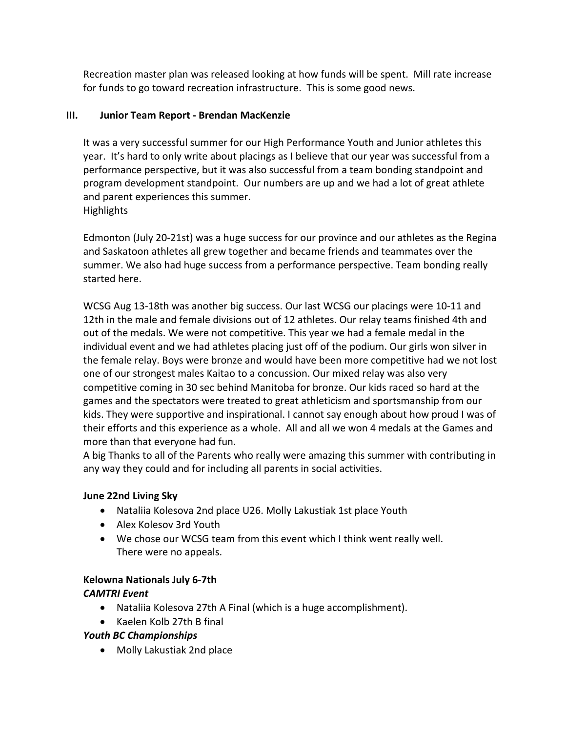Recreation master plan was released looking at how funds will be spent. Mill rate increase for funds to go toward recreation infrastructure. This is some good news.

## III. Junior Team Report - Brendan MacKenzie

It was a very successful summer for our High Performance Youth and Junior athletes this year. It's hard to only write about placings as I believe that our year was successful from a performance perspective, but it was also successful from a team bonding standpoint and program development standpoint. Our numbers are up and we had a lot of great athlete and parent experiences this summer.
Highlights

Edmonton (July 20-21st) was a huge success for our province and our athletes as the Regina and Saskatoon athletes all grew together and became friends and teammates over the summer. We also had huge success from a performance perspective. Team bonding really started here.

WCSG Aug 13-18th was another big success. Our last WCSG our placings were 10-11 and 12th in the male and female divisions out of 12 athletes. Our relay teams finished 4th and out of the medals. We were not competitive. This year we had a female medal in the individual event and we had athletes placing just off of the podium. Our girls won silver in the female relay. Boys were bronze and would have been more competitive had we not lost one of our strongest males Kaitao to a concussion. Our mixed relay was also very competitive coming in 30 sec behind Manitoba for bronze. Our kids raced so hard at the games and the spectators were treated to great athleticism and sportsmanship from our kids. They were supportive and inspirational. I cannot say enough about how proud I was of their efforts and this experience as a whole. All and all we won 4 medals at the Games and more than that everyone had fun.
A big Thanks to all of the Parents who really were amazing this summer with contributing in any way they could and for including all parents in social activities.

**June 22nd Living Sky**

- Nataliia Kolesova 2nd place U26. Molly Lakustiak 1st place Youth
- Alex Kolesov 3rd Youth
- We chose our WCSG team from this event which I think went really well. There were no appeals.

**Kelowna Nationals July 6-7th**

***CAMTRI Event***

- Nataliia Kolesova 27th A Final (which is a huge accomplishment).
- Kaelen Kolb 27th B final

***Youth BC Championships***

- Molly Lakustiak 2nd place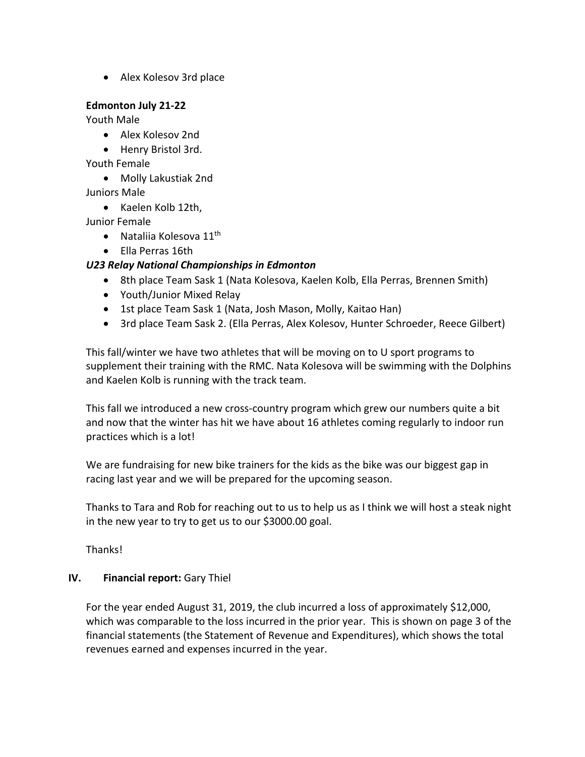- Alex Kolesov 3rd place

**Edmonton July 21-22**

Youth Male

- Alex Kolesov 2nd
- Henry Bristol 3rd.

Youth Female

- Molly Lakustiak 2nd

Juniors Male

- Kaelen Kolb 12th,

Junior Female

- Nataliia Kolesova 11th
- Ella Perras 16th

***U23 Relay National Championships in Edmonton***

- 8th place Team Sask 1 (Nata Kolesova, Kaelen Kolb, Ella Perras, Brennen Smith)
- Youth/Junior Mixed Relay
- 1st place Team Sask 1 (Nata, Josh Mason, Molly, Kaitao Han)
- 3rd place Team Sask 2. (Ella Perras, Alex Kolesov, Hunter Schroeder, Reece Gilbert)

This fall/winter we have two athletes that will be moving on to U sport programs to supplement their training with the RMC. Nata Kolesova will be swimming with the Dolphins and Kaelen Kolb is running with the track team.

This fall we introduced a new cross-country program which grew our numbers quite a bit and now that the winter has hit we have about 16 athletes coming regularly to indoor run practices which is a lot!

We are fundraising for new bike trainers for the kids as the bike was our biggest gap in racing last year and we will be prepared for the upcoming season.

Thanks to Tara and Rob for reaching out to us to help us as I think we will host a steak night in the new year to try to get us to our $3000.00 goal.

Thanks!

## IV. **Financial report:** Gary Thiel

For the year ended August 31, 2019, the club incurred a loss of approximately $12,000, which was comparable to the loss incurred in the prior year. This is shown on page 3 of the financial statements (the Statement of Revenue and Expenditures), which shows the total revenues earned and expenses incurred in the year.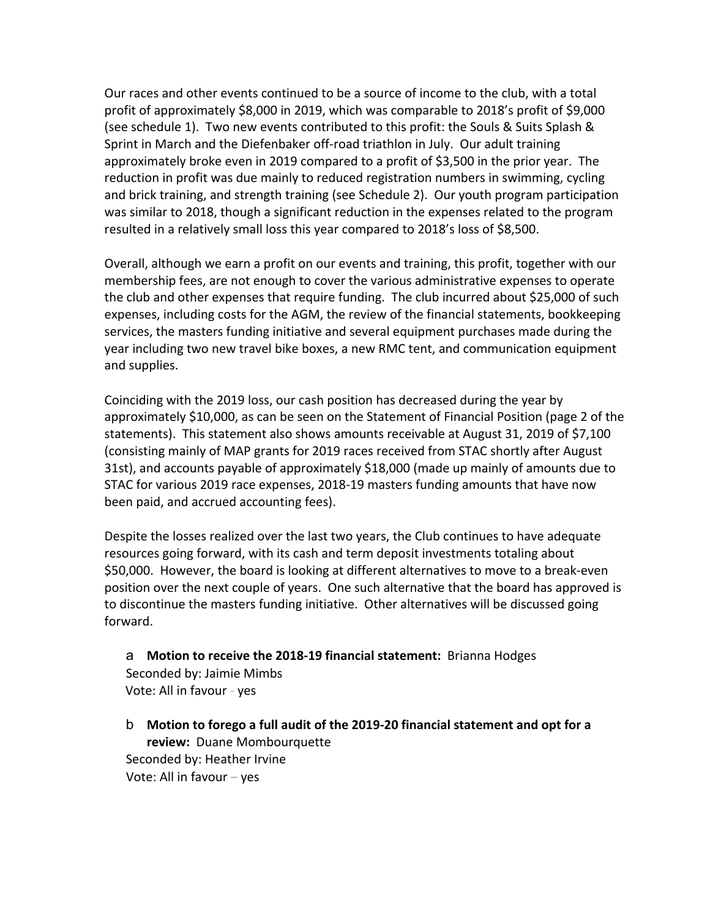Our races and other events continued to be a source of income to the club, with a total profit of approximately $8,000 in 2019, which was comparable to 2018's profit of $9,000 (see schedule 1). Two new events contributed to this profit: the Souls & Suits Splash & Sprint in March and the Diefenbaker off-road triathlon in July. Our adult training approximately broke even in 2019 compared to a profit of $3,500 in the prior year. The reduction in profit was due mainly to reduced registration numbers in swimming, cycling and brick training, and strength training (see Schedule 2). Our youth program participation was similar to 2018, though a significant reduction in the expenses related to the program resulted in a relatively small loss this year compared to 2018's loss of $8,500.

Overall, although we earn a profit on our events and training, this profit, together with our membership fees, are not enough to cover the various administrative expenses to operate the club and other expenses that require funding. The club incurred about $25,000 of such expenses, including costs for the AGM, the review of the financial statements, bookkeeping services, the masters funding initiative and several equipment purchases made during the year including two new travel bike boxes, a new RMC tent, and communication equipment and supplies.

Coinciding with the 2019 loss, our cash position has decreased during the year by approximately $10,000, as can be seen on the Statement of Financial Position (page 2 of the statements). This statement also shows amounts receivable at August 31, 2019 of $7,100 (consisting mainly of MAP grants for 2019 races received from STAC shortly after August 31st), and accounts payable of approximately $18,000 (made up mainly of amounts due to STAC for various 2019 race expenses, 2018-19 masters funding amounts that have now been paid, and accrued accounting fees).

Despite the losses realized over the last two years, the Club continues to have adequate resources going forward, with its cash and term deposit investments totaling about $50,000. However, the board is looking at different alternatives to move to a break-even position over the next couple of years. One such alternative that the board has approved is to discontinue the masters funding initiative. Other alternatives will be discussed going forward.

a **Motion to receive the 2018-19 financial statement:** Brianna Hodges
Seconded by: Jaimie Mimbs
Vote: All in favour - yes

b **Motion to forego a full audit of the 2019-20 financial statement and opt for a review:** Duane Mombourquette
Seconded by: Heather Irvine
Vote: All in favour – yes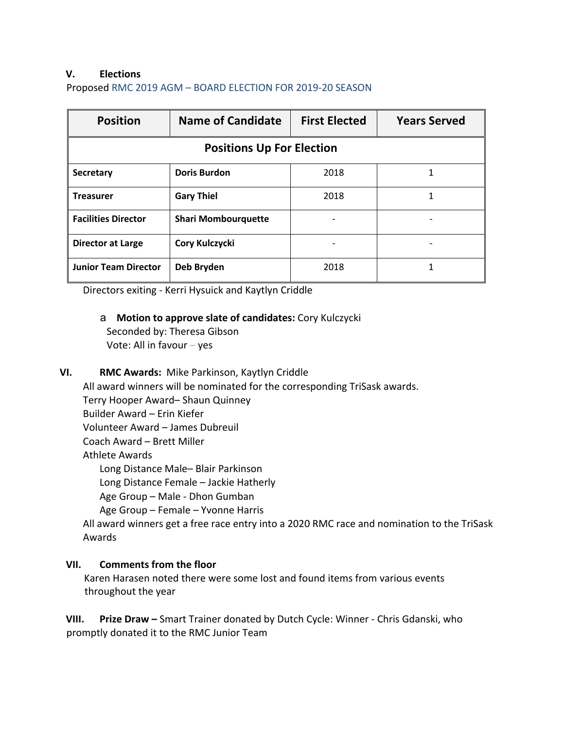## V. Elections

Proposed RMC 2019 AGM – BOARD ELECTION FOR 2019-20 SEASON

| Position | Name of Candidate | First Elected | Years Served |
|---|---|---|---|
| **Positions Up For Election** | | | |
| **Secretary** | **Doris Burdon** | 2018 | 1 |
| **Treasurer** | **Gary Thiel** | 2018 | 1 |
| **Facilities Director** | **Shari Mombourquette** | - | - |
| **Director at Large** | **Cory Kulczycki** | - | - |
| **Junior Team Director** | **Deb Bryden** | 2018 | 1 |

Directors exiting - Kerri Hysuick and Kaytlyn Criddle

a **Motion to approve slate of candidates:** Cory Kulczycki
Seconded by: Theresa Gibson
Vote: All in favour – yes

## VI. RMC Awards: Mike Parkinson, Kaytlyn Criddle

All award winners will be nominated for the corresponding TriSask awards.
Terry Hooper Award– Shaun Quinney
Builder Award – Erin Kiefer
Volunteer Award – James Dubreuil
Coach Award – Brett Miller
Athlete Awards
- Long Distance Male– Blair Parkinson
- Long Distance Female – Jackie Hatherly
- Age Group – Male - Dhon Gumban
- Age Group – Female – Yvonne Harris

All award winners get a free race entry into a 2020 RMC race and nomination to the TriSask Awards

## VII. Comments from the floor

Karen Harasen noted there were some lost and found items from various events throughout the year

## VIII. Prize Draw – Smart Trainer donated by Dutch Cycle: Winner - Chris Gdanski, who promptly donated it to the RMC Junior Team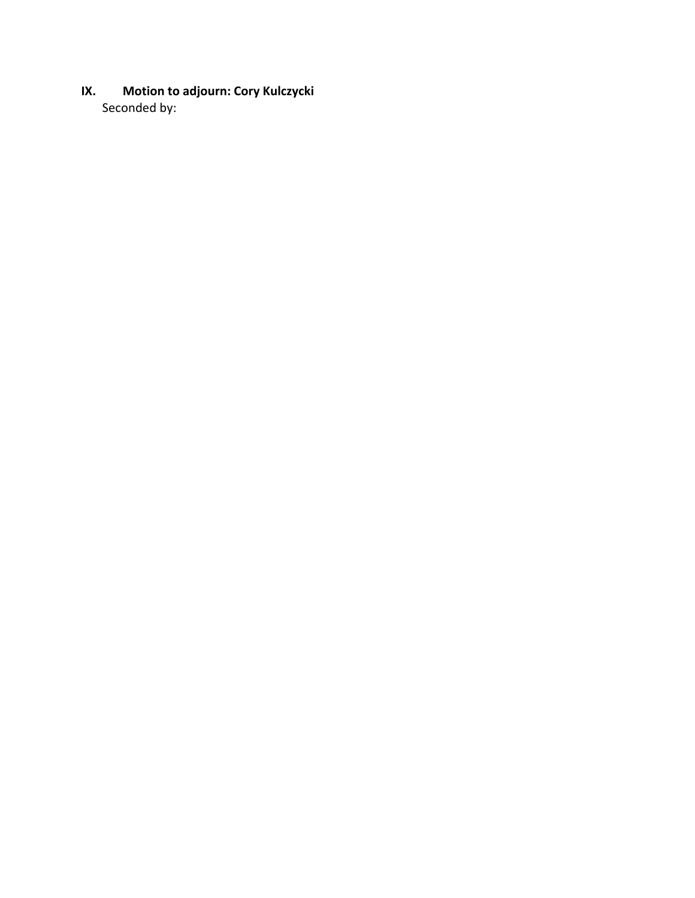**IX. Motion to adjourn: Cory Kulczycki**

Seconded by: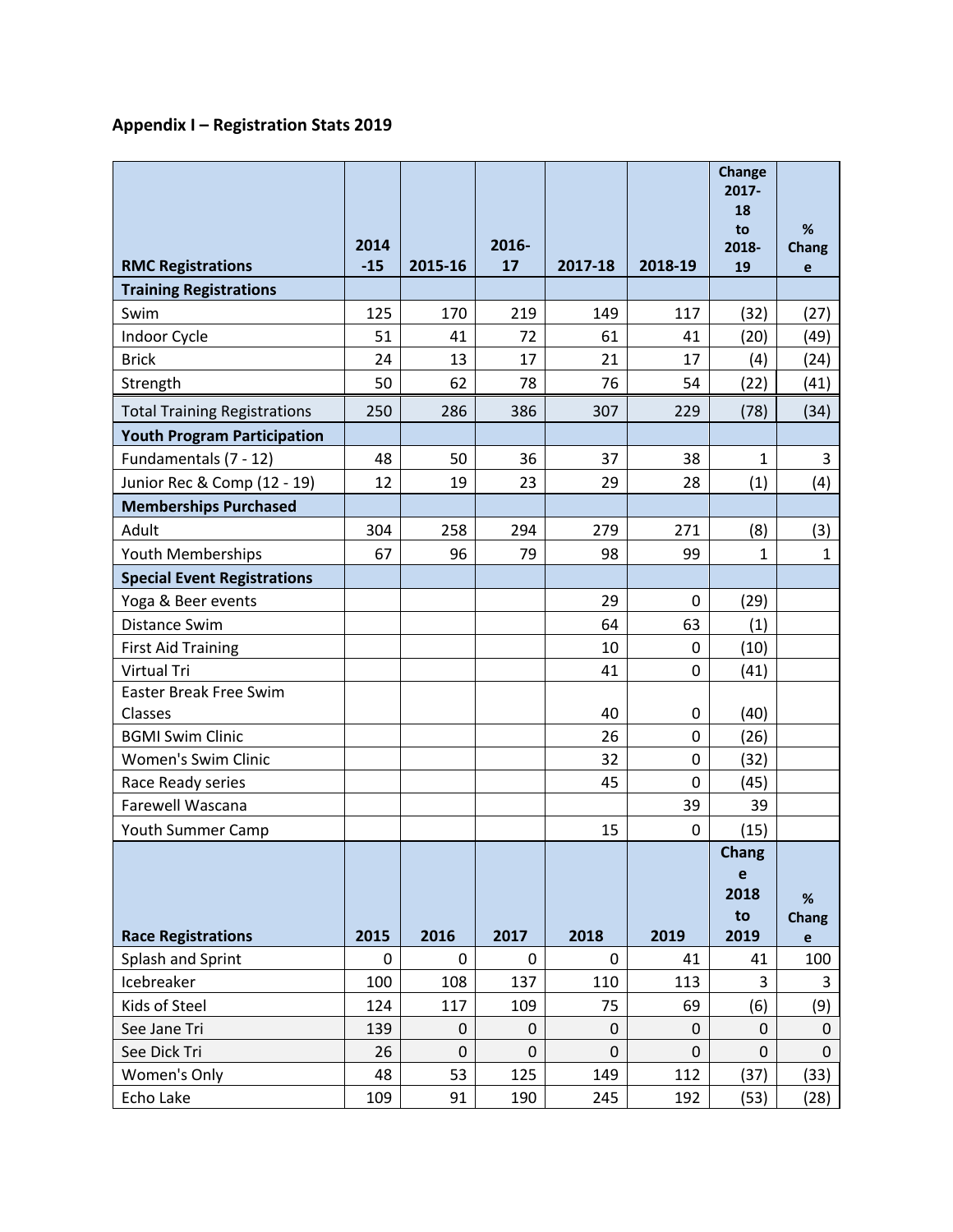**Appendix I – Registration Stats 2019**

| RMC Registrations | 2014-15 | 2015-16 | 2016-17 | 2017-18 | 2018-19 | Change 2017-18 to 2018-19 | % Change |
|---|---|---|---|---|---|---|---|
| **Training Registrations** | | | | | | | |
| Swim | 125 | 170 | 219 | 149 | 117 | (32) | (27) |
| Indoor Cycle | 51 | 41 | 72 | 61 | 41 | (20) | (49) |
| Brick | 24 | 13 | 17 | 21 | 17 | (4) | (24) |
| Strength | 50 | 62 | 78 | 76 | 54 | (22) | (41) |
| Total Training Registrations | 250 | 286 | 386 | 307 | 229 | (78) | (34) |
| **Youth Program Participation** | | | | | | | |
| Fundamentals (7 - 12) | 48 | 50 | 36 | 37 | 38 | 1 | 3 |
| Junior Rec & Comp (12 - 19) | 12 | 19 | 23 | 29 | 28 | (1) | (4) |
| **Memberships Purchased** | | | | | | | |
| Adult | 304 | 258 | 294 | 279 | 271 | (8) | (3) |
| Youth Memberships | 67 | 96 | 79 | 98 | 99 | 1 | 1 |
| **Special Event Registrations** | | | | | | | |
| Yoga & Beer events | | | | 29 | 0 | (29) | |
| Distance Swim | | | | 64 | 63 | (1) | |
| First Aid Training | | | | 10 | 0 | (10) | |
| Virtual Tri | | | | 41 | 0 | (41) | |
| Easter Break Free Swim Classes | | | | 40 | 0 | (40) | |
| BGMI Swim Clinic | | | | 26 | 0 | (26) | |
| Women's Swim Clinic | | | | 32 | 0 | (32) | |
| Race Ready series | | | | 45 | 0 | (45) | |
| Farewell Wascana | | | | | 39 | 39 | |
| Youth Summer Camp | | | | 15 | 0 | (15) | |
| **Race Registrations** | **2015** | **2016** | **2017** | **2018** | **2019** | **Change 2018 to 2019** | **% Change** |
| Splash and Sprint | 0 | 0 | 0 | 0 | 41 | 41 | 100 |
| Icebreaker | 100 | 108 | 137 | 110 | 113 | 3 | 3 |
| Kids of Steel | 124 | 117 | 109 | 75 | 69 | (6) | (9) |
| See Jane Tri | 139 | 0 | 0 | 0 | 0 | 0 | 0 |
| See Dick Tri | 26 | 0 | 0 | 0 | 0 | 0 | 0 |
| Women's Only | 48 | 53 | 125 | 149 | 112 | (37) | (33) |
| Echo Lake | 109 | 91 | 190 | 245 | 192 | (53) | (28) |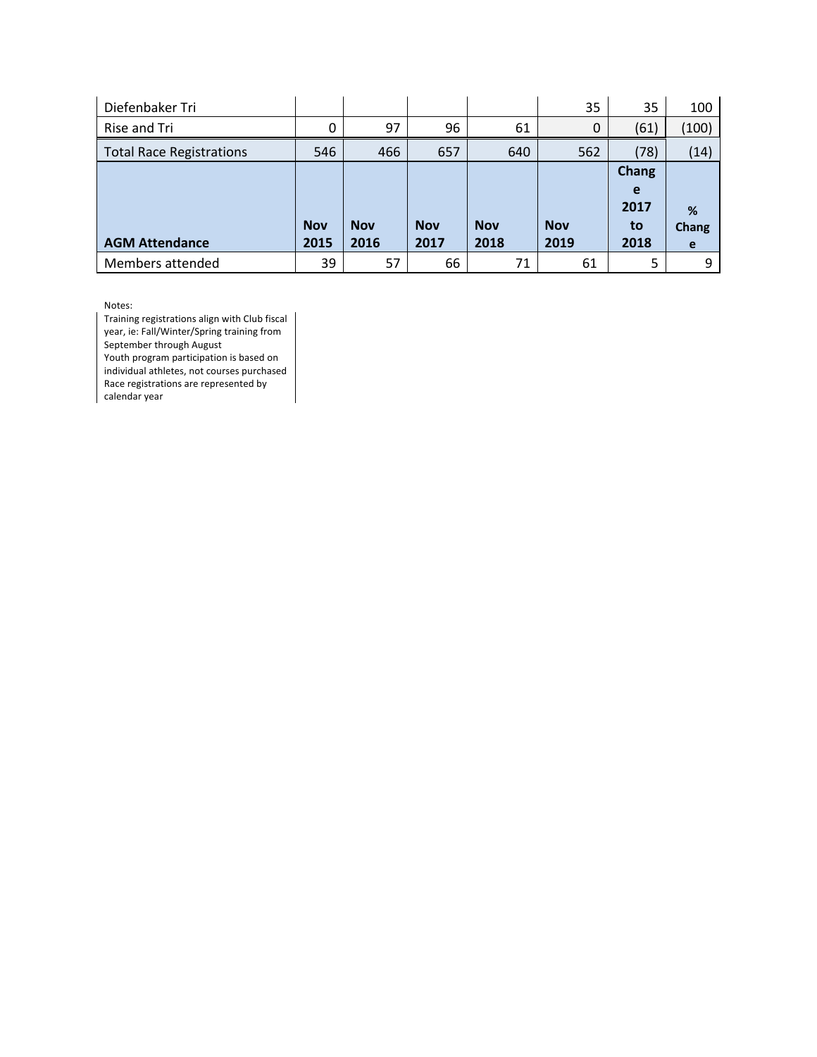| Diefenbaker Tri | | | | | 35 | 35 | 100 |
|---|---|---|---|---|---|---|---|
| Rise and Tri | 0 | 97 | 96 | 61 | 0 | (61) | (100) |
| Total Race Registrations | 546 | 466 | 657 | 640 | 562 | (78) | (14) |
| **AGM Attendance** | **Nov 2015** | **Nov 2016** | **Nov 2017** | **Nov 2018** | **Nov 2019** | **Change 2017 to 2018** | **% Change** |
| Members attended | 39 | 57 | 66 | 71 | 61 | 5 | 9 |

Notes:

Training registrations align with Club fiscal year, ie: Fall/Winter/Spring training from September through August

Youth program participation is based on individual athletes, not courses purchased

Race registrations are represented by calendar year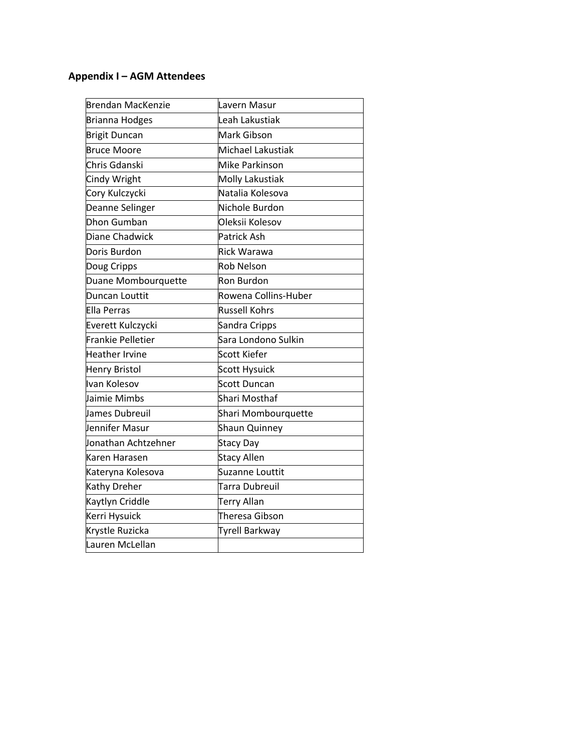## Appendix I – AGM Attendees

| | |
|---|---|
| Brendan MacKenzie | Lavern Masur |
| Brianna Hodges | Leah Lakustiak |
| Brigit Duncan | Mark Gibson |
| Bruce Moore | Michael Lakustiak |
| Chris Gdanski | Mike Parkinson |
| Cindy Wright | Molly Lakustiak |
| Cory Kulczycki | Natalia Kolesova |
| Deanne Selinger | Nichole Burdon |
| Dhon Gumban | Oleksii Kolesov |
| Diane Chadwick | Patrick Ash |
| Doris Burdon | Rick Warawa |
| Doug Cripps | Rob Nelson |
| Duane Mombourquette | Ron Burdon |
| Duncan Louttit | Rowena Collins-Huber |
| Ella Perras | Russell Kohrs |
| Everett Kulczycki | Sandra Cripps |
| Frankie Pelletier | Sara Londono Sulkin |
| Heather Irvine | Scott Kiefer |
| Henry Bristol | Scott Hysuick |
| Ivan Kolesov | Scott Duncan |
| Jaimie Mimbs | Shari Mosthaf |
| James Dubreuil | Shari Mombourquette |
| Jennifer Masur | Shaun Quinney |
| Jonathan Achtzehner | Stacy Day |
| Karen Harasen | Stacy Allen |
| Kateryna Kolesova | Suzanne Louttit |
| Kathy Dreher | Tarra Dubreuil |
| Kaytlyn Criddle | Terry Allan |
| Kerri Hysuick | Theresa Gibson |
| Krystle Ruzicka | Tyrell Barkway |
| Lauren McLellan | |